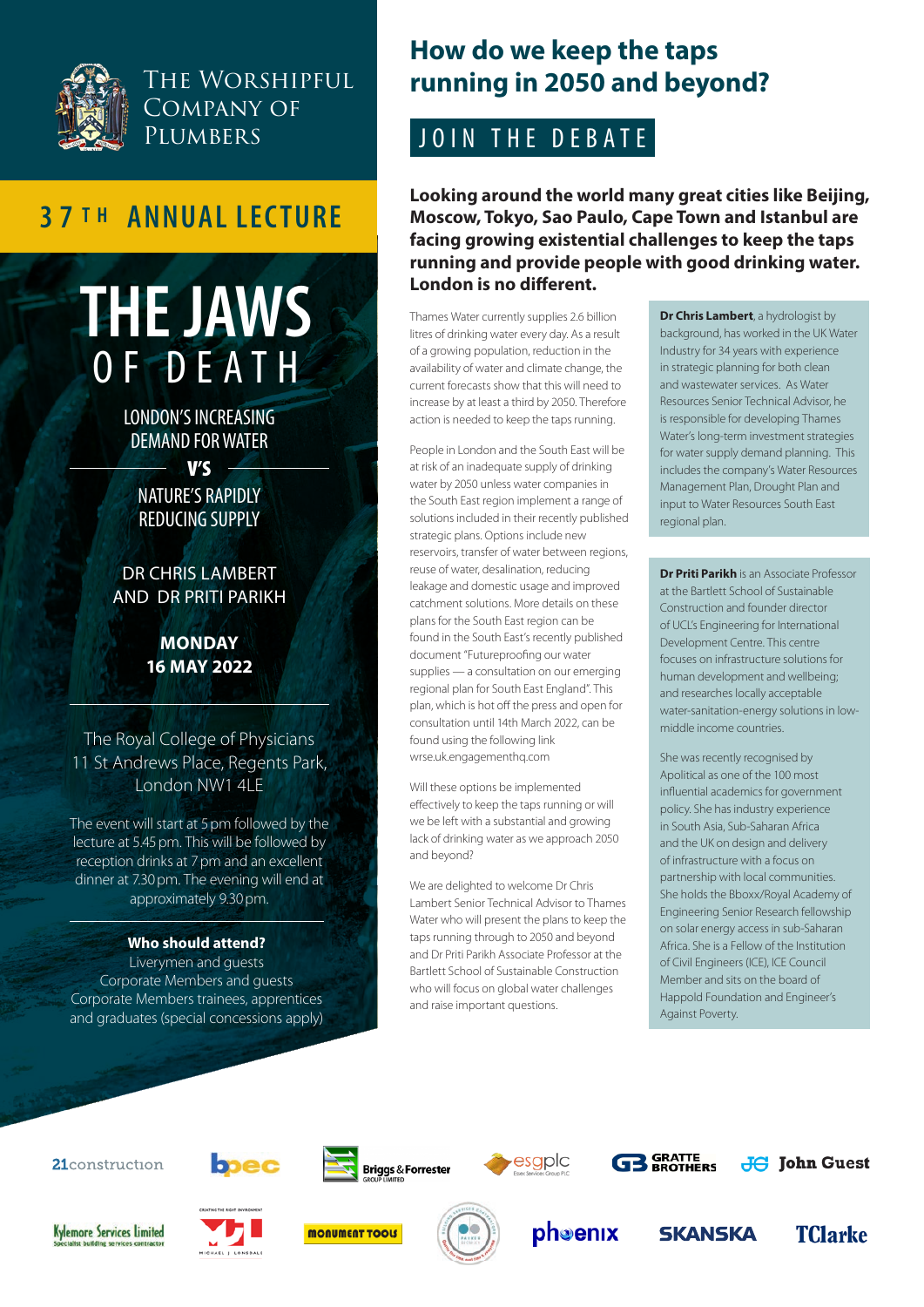# The Worshipful Company of Plumbers

## 37TH ANNUAL LECTURE

# THE JAWS OF DEATH

LONDON'S INCREASING DEMAND FOR WATER

**V'S**

NATURE'S RAPIDLY REDUCING SUPPLY

DR CHRIS LAMBERT AND DR PRITI PARIKH

**MONDAY 16 MAY 2022**

The Royal College of Physicians
11 St Andrews Place, Regents Park,
London NW1 4LE

The event will start at 5 pm followed by the lecture at 5.45 pm. This will be followed by reception drinks at 7 pm and an excellent dinner at 7.30 pm. The evening will end at approximately 9.30 pm.

**Who should attend?**

Liverymen and guests
Corporate Members and guests
Corporate Members trainees, apprentices and graduates (special concessions apply)

## How do we keep the taps running in 2050 and beyond?

### JOIN THE DEBATE

**Looking around the world many great cities like Beijing, Moscow, Tokyo, Sao Paulo, Cape Town and Istanbul are facing growing existential challenges to keep the taps running and provide people with good drinking water. London is no different.**

Thames Water currently supplies 2.6 billion litres of drinking water every day. As a result of a growing population, reduction in the availability of water and climate change, the current forecasts show that this will need to increase by at least a third by 2050. Therefore action is needed to keep the taps running.

People in London and the South East will be at risk of an inadequate supply of drinking water by 2050 unless water companies in the South East region implement a range of solutions included in their recently published strategic plans. Options include new reservoirs, transfer of water between regions, reuse of water, desalination, reducing leakage and domestic usage and improved catchment solutions. More details on these plans for the South East region can be found in the South East's recently published document "Futureproofing our water supplies — a consultation on our emerging regional plan for South East England". This plan, which is hot off the press and open for consultation until 14th March 2022, can be found using the following link wrse.uk.engagementhq.com

Will these options be implemented effectively to keep the taps running or will we be left with a substantial and growing lack of drinking water as we approach 2050 and beyond?

We are delighted to welcome Dr Chris Lambert Senior Technical Advisor to Thames Water who will present the plans to keep the taps running through to 2050 and beyond and Dr Priti Parikh Associate Professor at the Bartlett School of Sustainable Construction who will focus on global water challenges and raise important questions.

**Dr Chris Lambert**, a hydrologist by background, has worked in the UK Water Industry for 34 years with experience in strategic planning for both clean and wastewater services. As Water Resources Senior Technical Advisor, he is responsible for developing Thames Water's long-term investment strategies for water supply demand planning. This includes the company's Water Resources Management Plan, Drought Plan and input to Water Resources South East regional plan.

**Dr Priti Parikh** is an Associate Professor at the Bartlett School of Sustainable Construction and founder director of UCL's Engineering for International Development Centre. This centre focuses on infrastructure solutions for human development and wellbeing; and researches locally acceptable water-sanitation-energy solutions in low-middle income countries.

She was recently recognised by Apolitical as one of the 100 most influential academics for government policy. She has industry experience in South Asia, Sub-Saharan Africa and the UK on design and delivery of infrastructure with a focus on partnership with local communities. She holds the Bboxx/Royal Academy of Engineering Senior Research fellowship on solar energy access in sub-Saharan Africa. She is a Fellow of the Institution of Civil Engineers (ICE), ICE Council Member and sits on the board of Happold Foundation and Engineer's Against Poverty.

21construction · bpec · Briggs & Forrester Group Limited · esgplc · Gratte Brothers · John Guest · Kylemore Services Limited · Michael J Lonsdale · Monument Tools · phoenix · SKANSKA · TClarke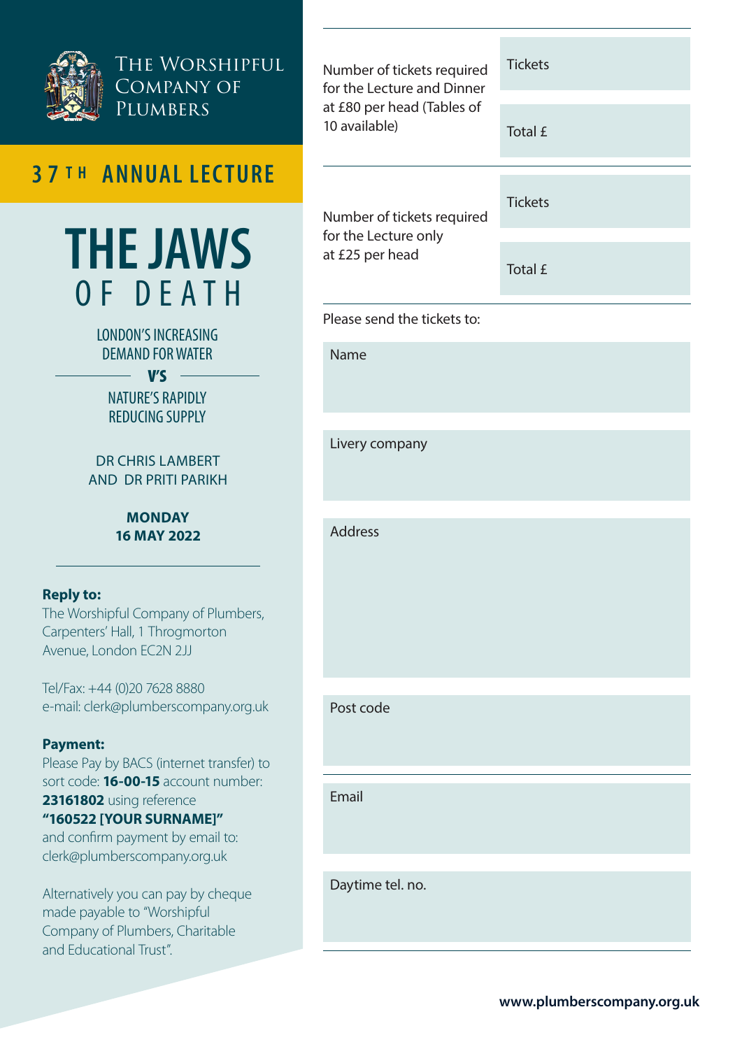The Worshipful Company of Plumbers

## 37TH ANNUAL LECTURE

# THE JAWS OF DEATH

LONDON'S INCREASING DEMAND FOR WATER

**V'S**

NATURE'S RAPIDLY REDUCING SUPPLY

DR CHRIS LAMBERT AND DR PRITI PARIKH

**MONDAY**
**16 MAY 2022**

**Reply to:**
The Worshipful Company of Plumbers, Carpenters' Hall, 1 Throgmorton Avenue, London EC2N 2JJ

Tel/Fax: +44 (0)20 7628 8880
e-mail: clerk@plumberscompany.org.uk

**Payment:**
Please Pay by BACS (internet transfer) to sort code: **16-00-15** account number: **23161802** using reference **"160522 [YOUR SURNAME]"** and confirm payment by email to: clerk@plumberscompany.org.uk

Alternatively you can pay by cheque made payable to "Worshipful Company of Plumbers, Charitable and Educational Trust".

| | |
|---|---|
| Number of tickets required for the Lecture and Dinner at £80 per head (Tables of 10 available) | Tickets |
| | Total £ |
| Number of tickets required for the Lecture only at £25 per head | Tickets |
| | Total £ |

Please send the tickets to:

Name

Livery company

Address

Post code

Email

Daytime tel. no.

**www.plumberscompany.org.uk**